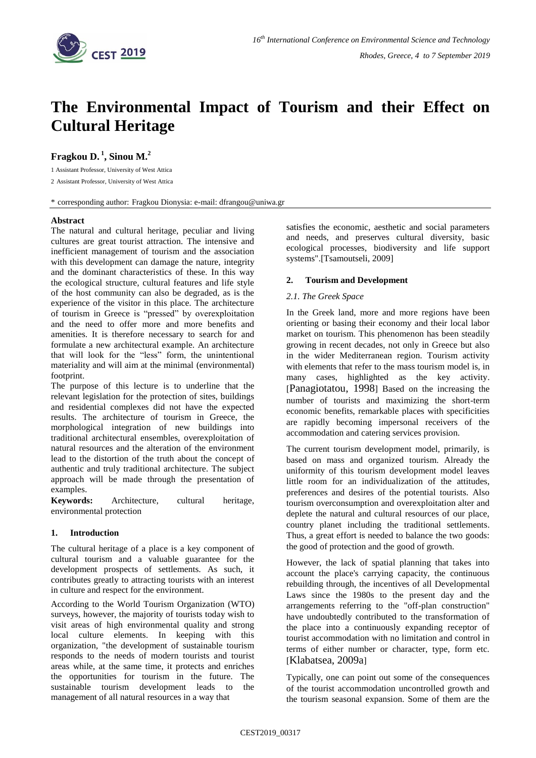# The Environmental Impact of Tourism and their Effect on Cultural Heritage

**Fragkou D.[1], Sinou M.[2]**

1 Assistant Professor, University of West Attica

2 Assistant Professor, University of West Attica

\* corresponding author: Fragkou Dionysia: e-mail: dfrangou@uniwa.gr

## Abstract

The natural and cultural heritage, peculiar and living cultures are great tourist attraction. The intensive and inefficient management of tourism and the association with this development can damage the nature, integrity and the dominant characteristics of these. In this way the ecological structure, cultural features and life style of the host community can also be degraded, as is the experience of the visitor in this place. The architecture of tourism in Greece is "pressed" by overexploitation and the need to offer more and more benefits and amenities. It is therefore necessary to search for and formulate a new architectural example. An architecture that will look for the "less" form, the unintentional materiality and will aim at the minimal (environmental) footprint.

The purpose of this lecture is to underline that the relevant legislation for the protection of sites, buildings and residential complexes did not have the expected results. The architecture of tourism in Greece, the morphological integration of new buildings into traditional architectural ensembles, overexploitation of natural resources and the alteration of the environment lead to the distortion of the truth about the concept of authentic and truly traditional architecture. The subject approach will be made through the presentation of examples.

**Keywords:** Architecture, cultural heritage, environmental protection

## 1. Introduction

The cultural heritage of a place is a key component of cultural tourism and a valuable guarantee for the development prospects of settlements. As such, it contributes greatly to attracting tourists with an interest in culture and respect for the environment.

According to the World Tourism Organization (WTO) surveys, however, the majority of tourists today wish to visit areas of high environmental quality and strong local culture elements. In keeping with this organization, "the development of sustainable tourism responds to the needs of modern tourists and tourist areas while, at the same time, it protects and enriches the opportunities for tourism in the future. The sustainable tourism development leads to the management of all natural resources in a way that satisfies the economic, aesthetic and social parameters and needs, and preserves cultural diversity, basic ecological processes, biodiversity and life support systems".[Tsamoutseli, 2009]

## 2. Tourism and Development

### *2.1. The Greek Space*

In the Greek land, more and more regions have been orienting or basing their economy and their local labor market on tourism. This phenomenon has been steadily growing in recent decades, not only in Greece but also in the wider Mediterranean region. Tourism activity with elements that refer to the mass tourism model is, in many cases, highlighted as the key activity. [Panagiotatou, 1998] Based on the increasing the number of tourists and maximizing the short-term economic benefits, remarkable places with specificities are rapidly becoming impersonal receivers of the accommodation and catering services provision.

The current tourism development model, primarily, is based on mass and organized tourism. Already the uniformity of this tourism development model leaves little room for an individualization of the attitudes, preferences and desires of the potential tourists. Also tourism overconsumption and overexploitation alter and deplete the natural and cultural resources of our place, country planet including the traditional settlements. Thus, a great effort is needed to balance the two goods: the good of protection and the good of growth.

However, the lack of spatial planning that takes into account the place's carrying capacity, the continuous rebuilding through, the incentives of all Developmental Laws since the 1980s to the present day and the arrangements referring to the "off-plan construction" have undoubtedly contributed to the transformation of the place into a continuously expanding receptor of tourist accommodation with no limitation and control in terms of either number or character, type, form etc. [Klabatsea, 2009a]

Typically, one can point out some of the consequences of the tourist accommodation uncontrolled growth and the tourism seasonal expansion. Some of them are the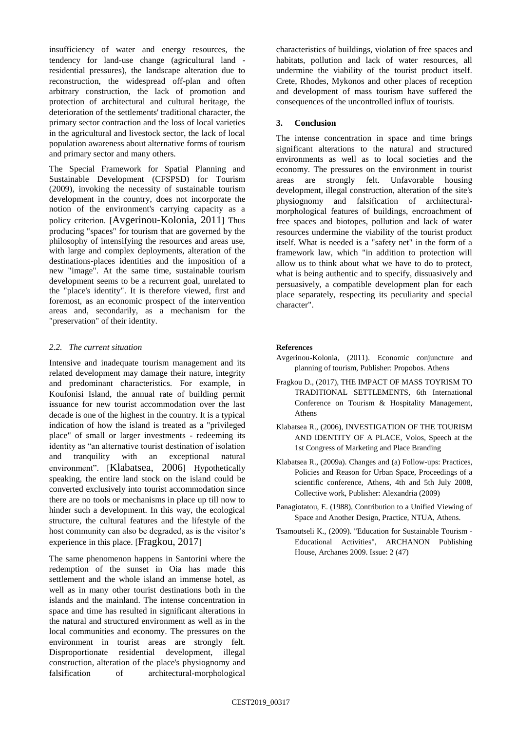insufficiency of water and energy resources, the tendency for land-use change (agricultural land - residential pressures), the landscape alteration due to reconstruction, the widespread off-plan and often arbitrary construction, the lack of promotion and protection of architectural and cultural heritage, the deterioration of the settlements' traditional character, the primary sector contraction and the loss of local varieties in the agricultural and livestock sector, the lack of local population awareness about alternative forms of tourism and primary sector and many others.

The Special Framework for Spatial Planning and Sustainable Development (CFSPSD) for Tourism (2009), invoking the necessity of sustainable tourism development in the country, does not incorporate the notion of the environment's carrying capacity as a policy criterion. [Avgerinou-Kolonia, 2011] Thus producing "spaces" for tourism that are governed by the philosophy of intensifying the resources and areas use, with large and complex deployments, alteration of the destinations-places identities and the imposition of a new "image". At the same time, sustainable tourism development seems to be a recurrent goal, unrelated to the "place's identity". It is therefore viewed, first and foremost, as an economic prospect of the intervention areas and, secondarily, as a mechanism for the "preservation" of their identity.

### *2.2. The current situation*

Intensive and inadequate tourism management and its related development may damage their nature, integrity and predominant characteristics. For example, in Koufonisi Island, the annual rate of building permit issuance for new tourist accommodation over the last decade is one of the highest in the country. It is a typical indication of how the island is treated as a "privileged place" of small or larger investments - redeeming its identity as "an alternative tourist destination of isolation and tranquility with an exceptional natural environment". [Klabatsea, 2006] Hypothetically speaking, the entire land stock on the island could be converted exclusively into tourist accommodation since there are no tools or mechanisms in place up till now to hinder such a development. In this way, the ecological structure, the cultural features and the lifestyle of the host community can also be degraded, as is the visitor's experience in this place. [Fragkou, 2017]

The same phenomenon happens in Santorini where the redemption of the sunset in Oia has made this settlement and the whole island an immense hotel, as well as in many other tourist destinations both in the islands and the mainland. The intense concentration in space and time has resulted in significant alterations in the natural and structured environment as well as in the local communities and economy. The pressures on the environment in tourist areas are strongly felt. Disproportionate residential development, illegal construction, alteration of the place's physiognomy and falsification of architectural-morphological characteristics of buildings, violation of free spaces and habitats, pollution and lack of water resources, all undermine the viability of the tourist product itself. Crete, Rhodes, Mykonos and other places of reception and development of mass tourism have suffered the consequences of the uncontrolled influx of tourists.

## 3. Conclusion

The intense concentration in space and time brings significant alterations to the natural and structured environments as well as to local societies and the economy. The pressures on the environment in tourist areas are strongly felt. Unfavorable housing development, illegal construction, alteration of the site's physiognomy and falsification of architectural-morphological features of buildings, encroachment of free spaces and biotopes, pollution and lack of water resources undermine the viability of the tourist product itself. What is needed is a "safety net" in the form of a framework law, which "in addition to protection will allow us to think about what we have to do to protect, what is being authentic and to specify, dissuasively and persuasively, a compatible development plan for each place separately, respecting its peculiarity and special character".

**References**

Avgerinou-Kolonia, (2011). Economic conjuncture and planning of tourism, Publisher: Propobos. Athens

Fragkou D., (2017), THE IMPACT OF MASS TOYRISM TO TRADITIONAL SETTLEMENTS, 6th International Conference on Tourism & Hospitality Management, Athens

Klabatsea R., (2006), INVESTIGATION OF THE TOURISM AND IDENTITY OF A PLACE, Volos, Speech at the 1st Congress of Marketing and Place Branding

Klabatsea R., (2009a). Changes and (a) Follow-ups: Practices, Policies and Reason for Urban Space, Proceedings of a scientific conference, Athens, 4th and 5th July 2008, Collective work, Publisher: Alexandria (2009)

Panagiotatou, E. (1988), Contribution to a Unified Viewing of Space and Another Design, Practice, NTUA, Athens.

Tsamoutseli K., (2009). "Education for Sustainable Tourism - Educational Activities", ARCHANON Publishing House, Archanes 2009. Issue: 2 (47)